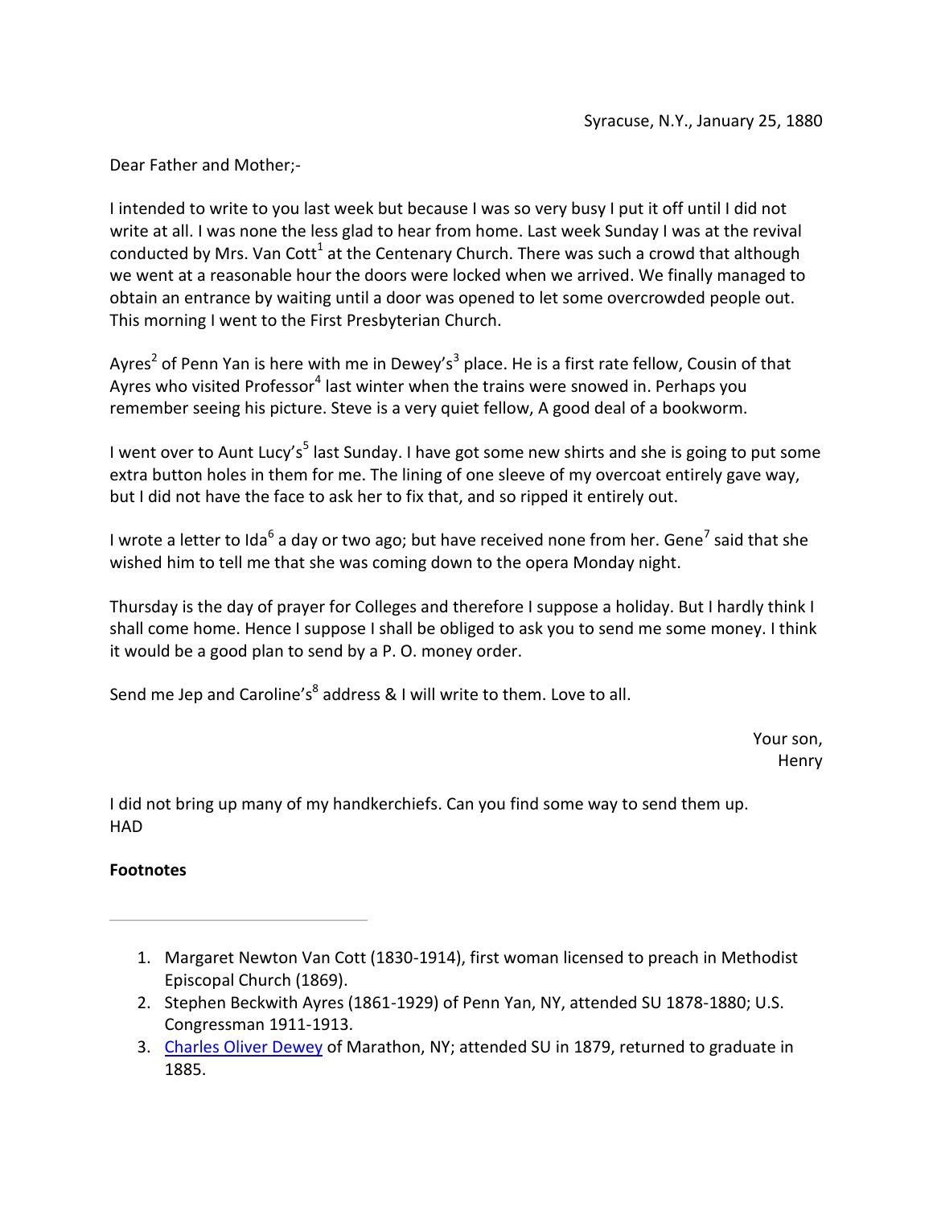Syracuse, N.Y., January 25, 1880

Dear Father and Mother;-

I intended to write to you last week but because I was so very busy I put it off until I did not write at all. I was none the less glad to hear from home. Last week Sunday I was at the revival conducted by Mrs. Van Cott[1] at the Centenary Church. There was such a crowd that although we went at a reasonable hour the doors were locked when we arrived. We finally managed to obtain an entrance by waiting until a door was opened to let some overcrowded people out. This morning I went to the First Presbyterian Church.

Ayres[2] of Penn Yan is here with me in Dewey's[3] place. He is a first rate fellow, Cousin of that Ayres who visited Professor[4] last winter when the trains were snowed in. Perhaps you remember seeing his picture. Steve is a very quiet fellow, A good deal of a bookworm.

I went over to Aunt Lucy's[5] last Sunday. I have got some new shirts and she is going to put some extra button holes in them for me. The lining of one sleeve of my overcoat entirely gave way, but I did not have the face to ask her to fix that, and so ripped it entirely out.

I wrote a letter to Ida[6] a day or two ago; but have received none from her. Gene[7] said that she wished him to tell me that she was coming down to the opera Monday night.

Thursday is the day of prayer for Colleges and therefore I suppose a holiday. But I hardly think I shall come home. Hence I suppose I shall be obliged to ask you to send me some money. I think it would be a good plan to send by a P. O. money order.

Send me Jep and Caroline's[8] address & I will write to them. Love to all.

Your son,
Henry

I did not bring up many of my handkerchiefs. Can you find some way to send them up.
HAD

**Footnotes**

---

1. Margaret Newton Van Cott (1830-1914), first woman licensed to preach in Methodist Episcopal Church (1869).
2. Stephen Beckwith Ayres (1861-1929) of Penn Yan, NY, attended SU 1878-1880; U.S. Congressman 1911-1913.
3. Charles Oliver Dewey of Marathon, NY; attended SU in 1879, returned to graduate in 1885.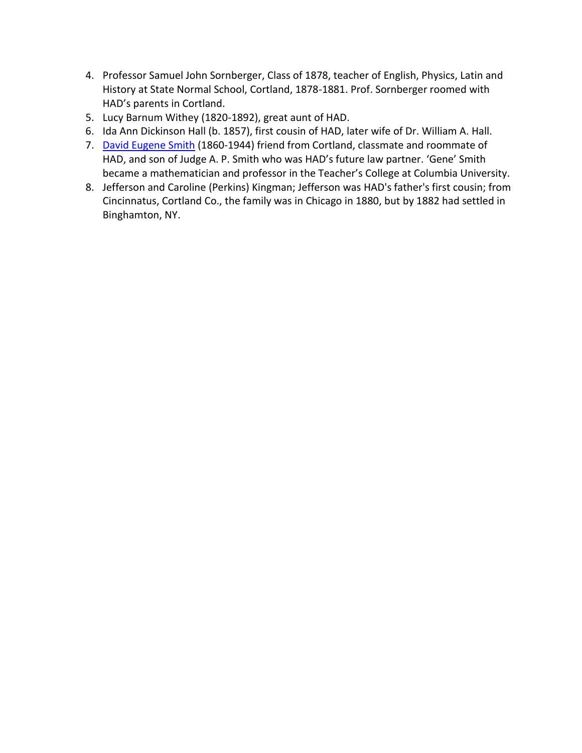4. Professor Samuel John Sornberger, Class of 1878, teacher of English, Physics, Latin and History at State Normal School, Cortland, 1878-1881. Prof. Sornberger roomed with HAD's parents in Cortland.
5. Lucy Barnum Withey (1820-1892), great aunt of HAD.
6. Ida Ann Dickinson Hall (b. 1857), first cousin of HAD, later wife of Dr. William A. Hall.
7. David Eugene Smith (1860-1944) friend from Cortland, classmate and roommate of HAD, and son of Judge A. P. Smith who was HAD's future law partner. 'Gene' Smith became a mathematician and professor in the Teacher's College at Columbia University.
8. Jefferson and Caroline (Perkins) Kingman; Jefferson was HAD's father's first cousin; from Cincinnatus, Cortland Co., the family was in Chicago in 1880, but by 1882 had settled in Binghamton, NY.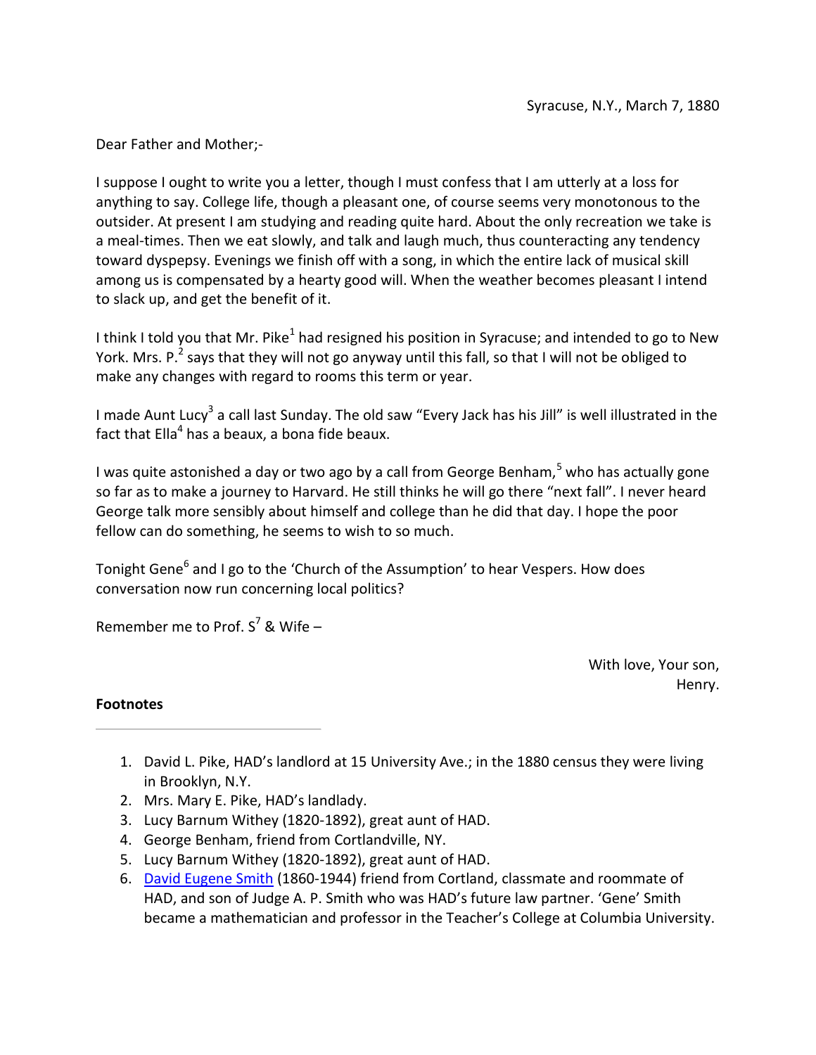Syracuse, N.Y., March 7, 1880

Dear Father and Mother;-

I suppose I ought to write you a letter, though I must confess that I am utterly at a loss for anything to say. College life, though a pleasant one, of course seems very monotonous to the outsider. At present I am studying and reading quite hard. About the only recreation we take is a meal-times. Then we eat slowly, and talk and laugh much, thus counteracting any tendency toward dyspepsy. Evenings we finish off with a song, in which the entire lack of musical skill among us is compensated by a hearty good will. When the weather becomes pleasant I intend to slack up, and get the benefit of it.

I think I told you that Mr. Pike[1] had resigned his position in Syracuse; and intended to go to New York. Mrs. P.[2] says that they will not go anyway until this fall, so that I will not be obliged to make any changes with regard to rooms this term or year.

I made Aunt Lucy[3] a call last Sunday. The old saw "Every Jack has his Jill" is well illustrated in the fact that Ella[4] has a beaux, a bona fide beaux.

I was quite astonished a day or two ago by a call from George Benham,[5] who has actually gone so far as to make a journey to Harvard. He still thinks he will go there "next fall". I never heard George talk more sensibly about himself and college than he did that day. I hope the poor fellow can do something, he seems to wish to so much.

Tonight Gene[6] and I go to the 'Church of the Assumption' to hear Vespers. How does conversation now run concerning local politics?

Remember me to Prof. S[7] & Wife –

With love, Your son,
Henry.

**Footnotes**

---

1. David L. Pike, HAD's landlord at 15 University Ave.; in the 1880 census they were living in Brooklyn, N.Y.
2. Mrs. Mary E. Pike, HAD's landlady.
3. Lucy Barnum Withey (1820-1892), great aunt of HAD.
4. George Benham, friend from Cortlandville, NY.
5. Lucy Barnum Withey (1820-1892), great aunt of HAD.
6. [David Eugene Smith]() (1860-1944) friend from Cortland, classmate and roommate of HAD, and son of Judge A. P. Smith who was HAD's future law partner. 'Gene' Smith became a mathematician and professor in the Teacher's College at Columbia University.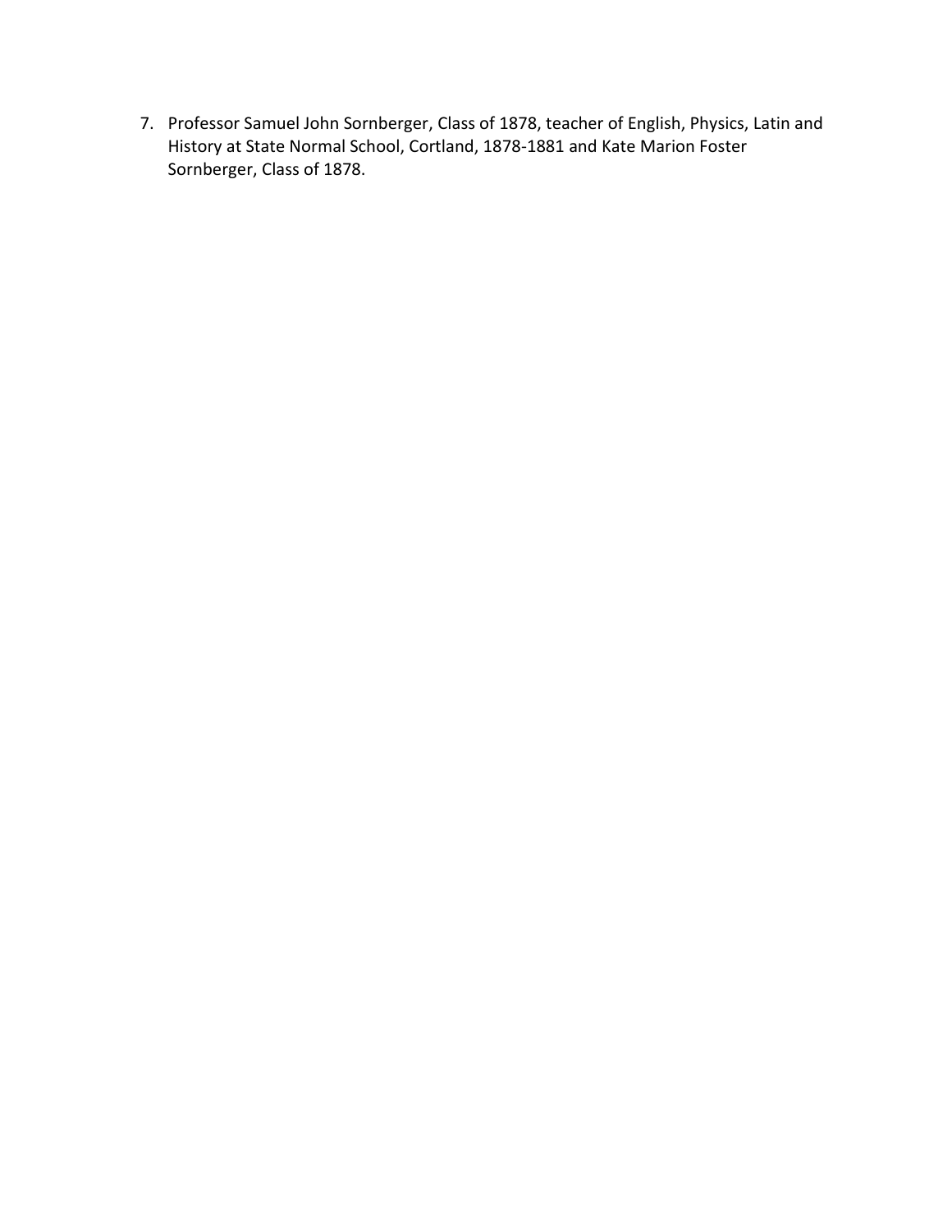7. Professor Samuel John Sornberger, Class of 1878, teacher of English, Physics, Latin and History at State Normal School, Cortland, 1878-1881 and Kate Marion Foster Sornberger, Class of 1878.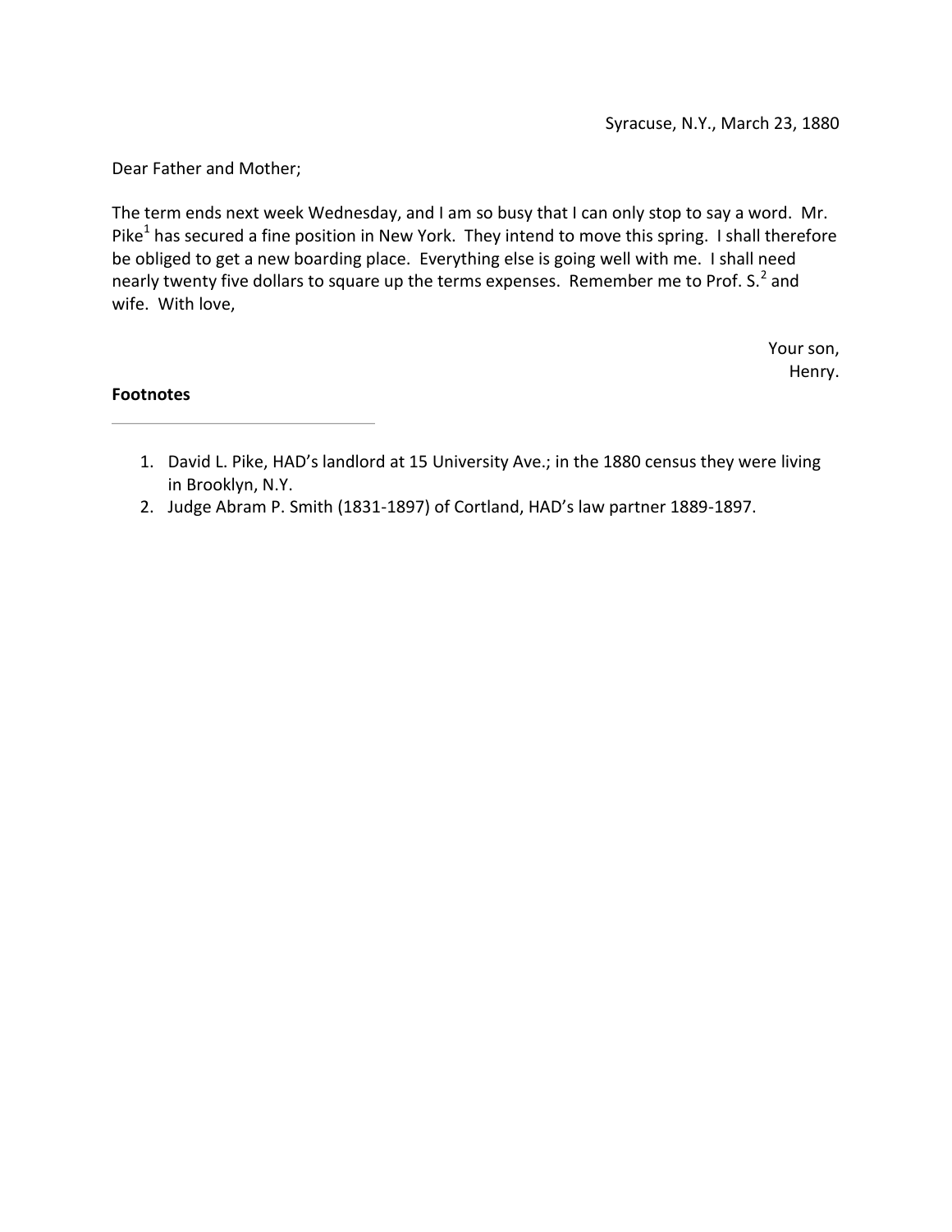Syracuse, N.Y., March 23, 1880

Dear Father and Mother;

The term ends next week Wednesday, and I am so busy that I can only stop to say a word. Mr. Pike[1] has secured a fine position in New York. They intend to move this spring. I shall therefore be obliged to get a new boarding place. Everything else is going well with me. I shall need nearly twenty five dollars to square up the terms expenses. Remember me to Prof. S.[2] and wife. With love,

Your son,
Henry.

**Footnotes**

---

1. David L. Pike, HAD's landlord at 15 University Ave.; in the 1880 census they were living in Brooklyn, N.Y.
2. Judge Abram P. Smith (1831-1897) of Cortland, HAD's law partner 1889-1897.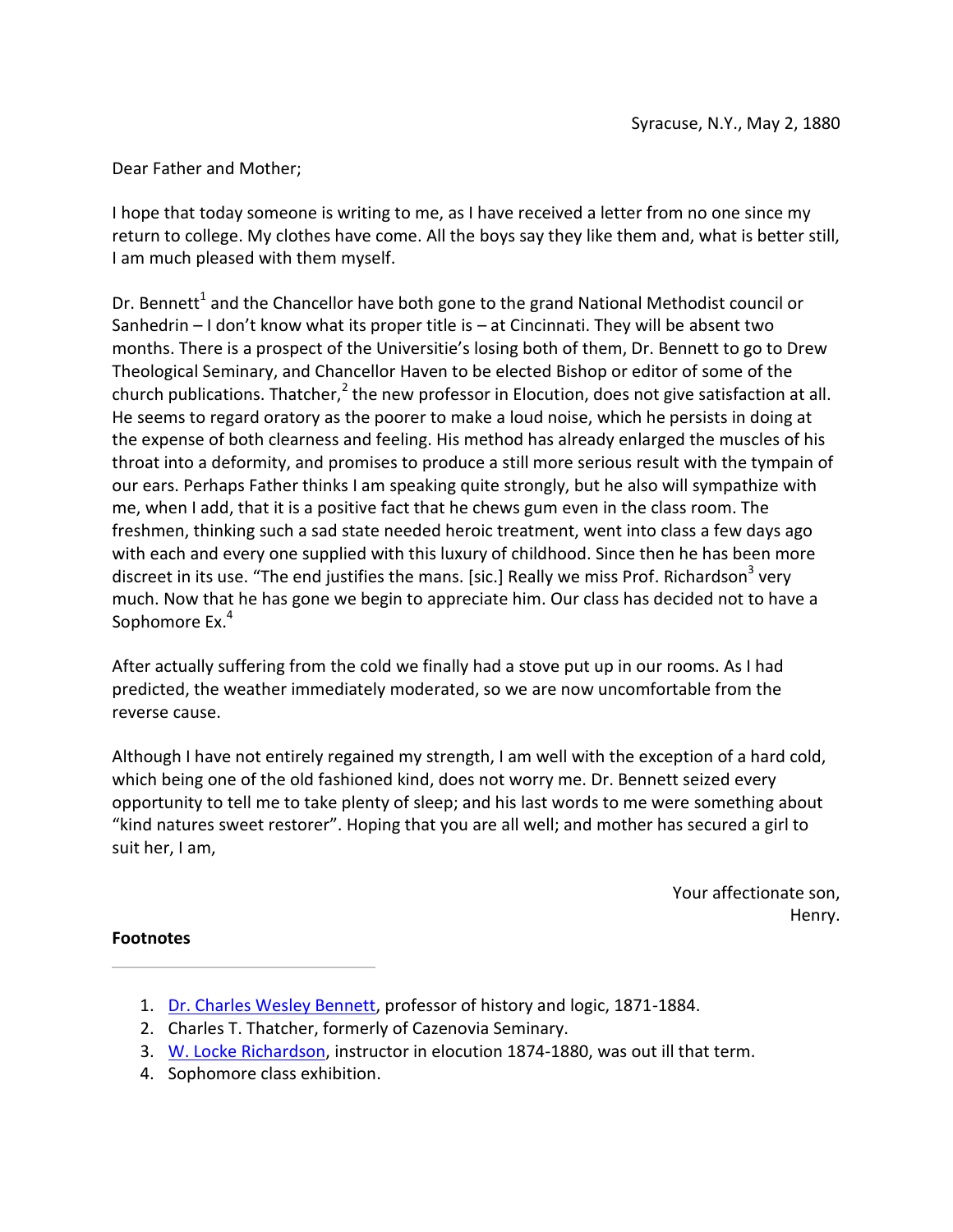Syracuse, N.Y., May 2, 1880

Dear Father and Mother;

I hope that today someone is writing to me, as I have received a letter from no one since my return to college. My clothes have come. All the boys say they like them and, what is better still, I am much pleased with them myself.

Dr. Bennett[1] and the Chancellor have both gone to the grand National Methodist council or Sanhedrin – I don't know what its proper title is – at Cincinnati. They will be absent two months. There is a prospect of the Universitie's losing both of them, Dr. Bennett to go to Drew Theological Seminary, and Chancellor Haven to be elected Bishop or editor of some of the church publications. Thatcher,[2] the new professor in Elocution, does not give satisfaction at all. He seems to regard oratory as the poorer to make a loud noise, which he persists in doing at the expense of both clearness and feeling. His method has already enlarged the muscles of his throat into a deformity, and promises to produce a still more serious result with the tympain of our ears. Perhaps Father thinks I am speaking quite strongly, but he also will sympathize with me, when I add, that it is a positive fact that he chews gum even in the class room. The freshmen, thinking such a sad state needed heroic treatment, went into class a few days ago with each and every one supplied with this luxury of childhood. Since then he has been more discreet in its use. "The end justifies the mans. [sic.] Really we miss Prof. Richardson[3] very much. Now that he has gone we begin to appreciate him. Our class has decided not to have a Sophomore Ex.[4]

After actually suffering from the cold we finally had a stove put up in our rooms. As I had predicted, the weather immediately moderated, so we are now uncomfortable from the reverse cause.

Although I have not entirely regained my strength, I am well with the exception of a hard cold, which being one of the old fashioned kind, does not worry me. Dr. Bennett seized every opportunity to tell me to take plenty of sleep; and his last words to me were something about "kind natures sweet restorer". Hoping that you are all well; and mother has secured a girl to suit her, I am,

Your affectionate son,
Henry.

**Footnotes**

1. Dr. Charles Wesley Bennett, professor of history and logic, 1871-1884.
2. Charles T. Thatcher, formerly of Cazenovia Seminary.
3. W. Locke Richardson, instructor in elocution 1874-1880, was out ill that term.
4. Sophomore class exhibition.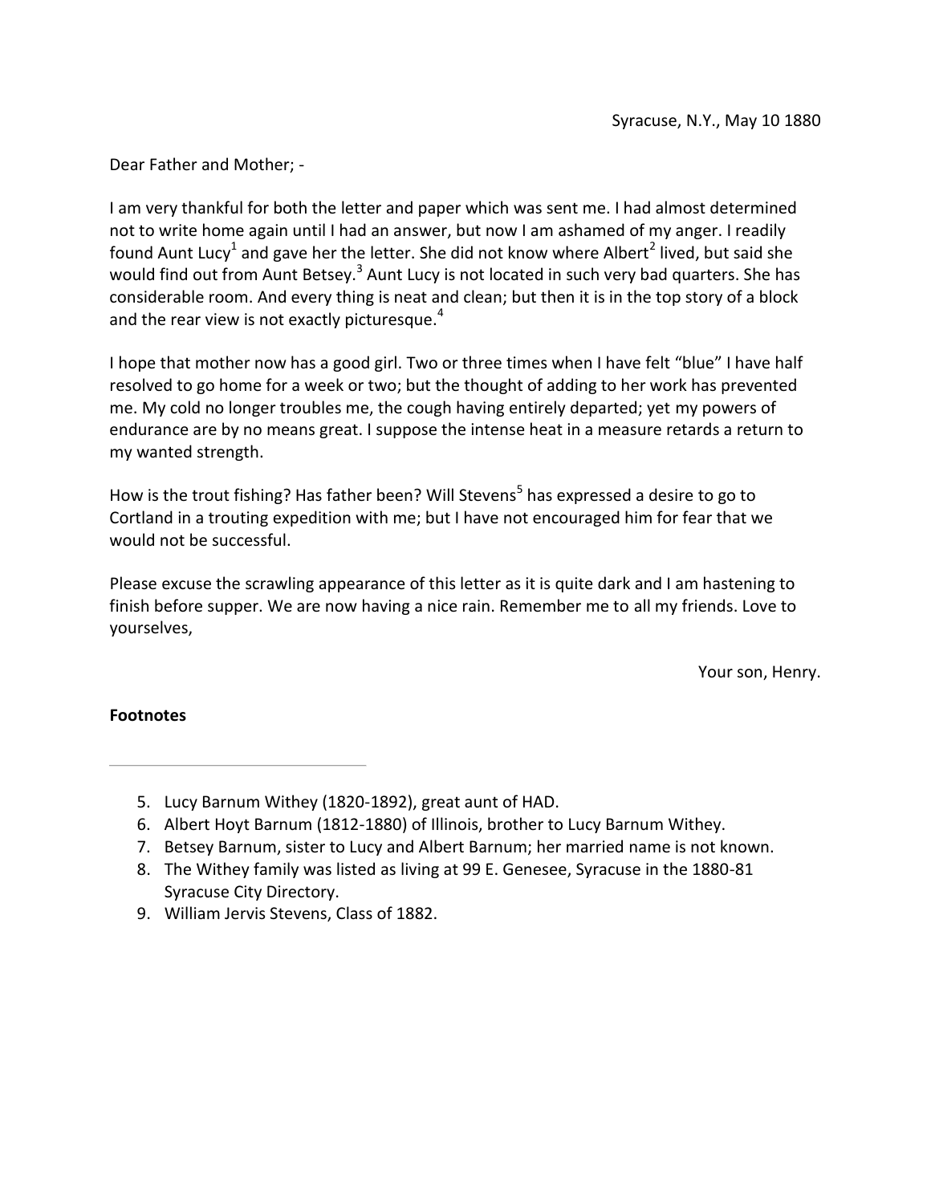Syracuse, N.Y., May 10 1880

Dear Father and Mother; -

I am very thankful for both the letter and paper which was sent me. I had almost determined not to write home again until I had an answer, but now I am ashamed of my anger. I readily found Aunt Lucy[1] and gave her the letter. She did not know where Albert[2] lived, but said she would find out from Aunt Betsey.[3] Aunt Lucy is not located in such very bad quarters. She has considerable room. And every thing is neat and clean; but then it is in the top story of a block and the rear view is not exactly picturesque.[4]

I hope that mother now has a good girl. Two or three times when I have felt "blue" I have half resolved to go home for a week or two; but the thought of adding to her work has prevented me. My cold no longer troubles me, the cough having entirely departed; yet my powers of endurance are by no means great. I suppose the intense heat in a measure retards a return to my wanted strength.

How is the trout fishing? Has father been? Will Stevens[5] has expressed a desire to go to Cortland in a trouting expedition with me; but I have not encouraged him for fear that we would not be successful.

Please excuse the scrawling appearance of this letter as it is quite dark and I am hastening to finish before supper. We are now having a nice rain. Remember me to all my friends. Love to yourselves,

Your son, Henry.

**Footnotes**

---

5. Lucy Barnum Withey (1820-1892), great aunt of HAD.
6. Albert Hoyt Barnum (1812-1880) of Illinois, brother to Lucy Barnum Withey.
7. Betsey Barnum, sister to Lucy and Albert Barnum; her married name is not known.
8. The Withey family was listed as living at 99 E. Genesee, Syracuse in the 1880-81 Syracuse City Directory.
9. William Jervis Stevens, Class of 1882.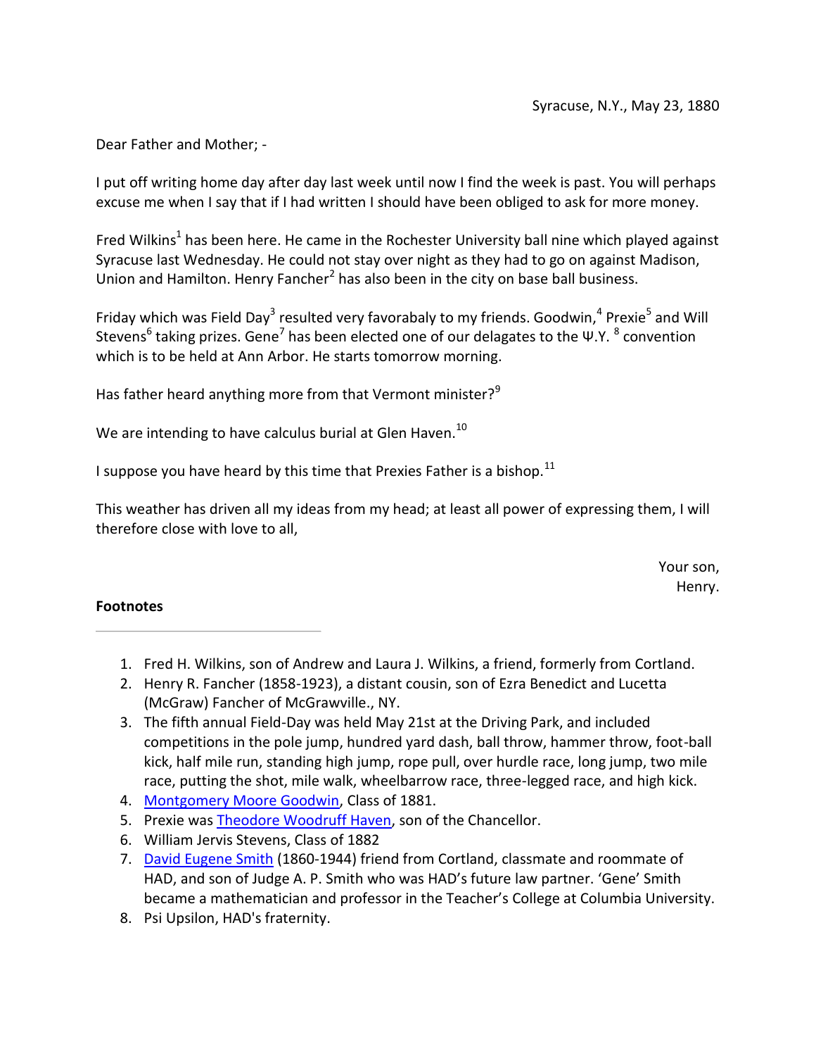Syracuse, N.Y., May 23, 1880

Dear Father and Mother; -

I put off writing home day after day last week until now I find the week is past. You will perhaps excuse me when I say that if I had written I should have been obliged to ask for more money.

Fred Wilkins[1] has been here. He came in the Rochester University ball nine which played against Syracuse last Wednesday. He could not stay over night as they had to go on against Madison, Union and Hamilton. Henry Fancher[2] has also been in the city on base ball business.

Friday which was Field Day[3] resulted very favorabaly to my friends. Goodwin,[4] Prexie[5] and Will Stevens[6] taking prizes. Gene[7] has been elected one of our delagates to the Ψ.Υ. [8] convention which is to be held at Ann Arbor. He starts tomorrow morning.

Has father heard anything more from that Vermont minister?[9]

We are intending to have calculus burial at Glen Haven.[10]

I suppose you have heard by this time that Prexies Father is a bishop.[11]

This weather has driven all my ideas from my head; at least all power of expressing them, I will therefore close with love to all,

Your son,
Henry.

**Footnotes**

---

1. Fred H. Wilkins, son of Andrew and Laura J. Wilkins, a friend, formerly from Cortland.
2. Henry R. Fancher (1858-1923), a distant cousin, son of Ezra Benedict and Lucetta (McGraw) Fancher of McGrawville., NY.
3. The fifth annual Field-Day was held May 21st at the Driving Park, and included competitions in the pole jump, hundred yard dash, ball throw, hammer throw, foot-ball kick, half mile run, standing high jump, rope pull, over hurdle race, long jump, two mile race, putting the shot, mile walk, wheelbarrow race, three-legged race, and high kick.
4. Montgomery Moore Goodwin, Class of 1881.
5. Prexie was Theodore Woodruff Haven, son of the Chancellor.
6. William Jervis Stevens, Class of 1882
7. David Eugene Smith (1860-1944) friend from Cortland, classmate and roommate of HAD, and son of Judge A. P. Smith who was HAD's future law partner. 'Gene' Smith became a mathematician and professor in the Teacher's College at Columbia University.
8. Psi Upsilon, HAD's fraternity.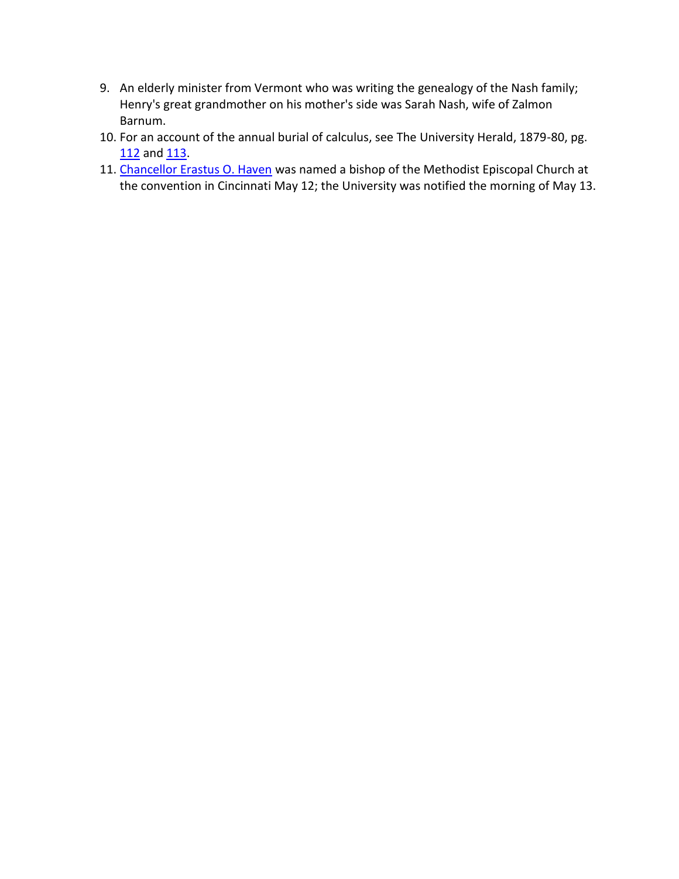9. An elderly minister from Vermont who was writing the genealogy of the Nash family; Henry's great grandmother on his mother's side was Sarah Nash, wife of Zalmon Barnum.
10. For an account of the annual burial of calculus, see The University Herald, 1879-80, pg. 112 and 113.
11. Chancellor Erastus O. Haven was named a bishop of the Methodist Episcopal Church at the convention in Cincinnati May 12; the University was notified the morning of May 13.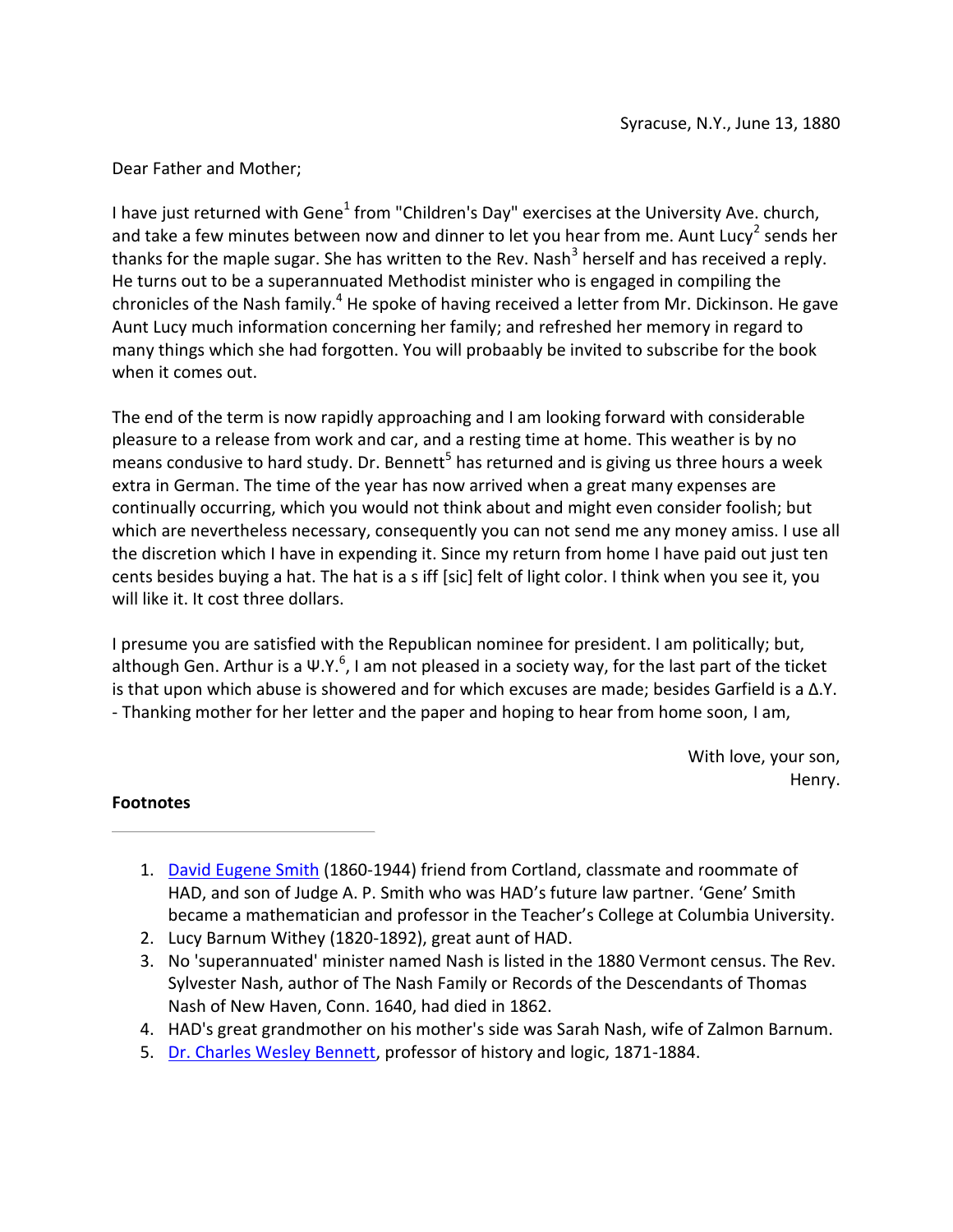Syracuse, N.Y., June 13, 1880

Dear Father and Mother;

I have just returned with Gene[1] from "Children's Day" exercises at the University Ave. church, and take a few minutes between now and dinner to let you hear from me. Aunt Lucy[2] sends her thanks for the maple sugar. She has written to the Rev. Nash[3] herself and has received a reply. He turns out to be a superannuated Methodist minister who is engaged in compiling the chronicles of the Nash family.[4] He spoke of having received a letter from Mr. Dickinson. He gave Aunt Lucy much information concerning her family; and refreshed her memory in regard to many things which she had forgotten. You will probaably be invited to subscribe for the book when it comes out.

The end of the term is now rapidly approaching and I am looking forward with considerable pleasure to a release from work and car, and a resting time at home. This weather is by no means condusive to hard study. Dr. Bennett[5] has returned and is giving us three hours a week extra in German. The time of the year has now arrived when a great many expenses are continually occurring, which you would not think about and might even consider foolish; but which are nevertheless necessary, consequently you can not send me any money amiss. I use all the discretion which I have in expending it. Since my return from home I have paid out just ten cents besides buying a hat. The hat is a s iff [sic] felt of light color. I think when you see it, you will like it. It cost three dollars.

I presume you are satisfied with the Republican nominee for president. I am politically; but, although Gen. Arthur is a Ψ.Y.[6], I am not pleased in a society way, for the last part of the ticket is that upon which abuse is showered and for which excuses are made; besides Garfield is a Δ.Y. - Thanking mother for her letter and the paper and hoping to hear from home soon, I am,

With love, your son,
Henry.

**Footnotes**

---

1. David Eugene Smith (1860-1944) friend from Cortland, classmate and roommate of HAD, and son of Judge A. P. Smith who was HAD's future law partner. 'Gene' Smith became a mathematician and professor in the Teacher's College at Columbia University.
2. Lucy Barnum Withey (1820-1892), great aunt of HAD.
3. No 'superannuated' minister named Nash is listed in the 1880 Vermont census. The Rev. Sylvester Nash, author of The Nash Family or Records of the Descendants of Thomas Nash of New Haven, Conn. 1640, had died in 1862.
4. HAD's great grandmother on his mother's side was Sarah Nash, wife of Zalmon Barnum.
5. Dr. Charles Wesley Bennett, professor of history and logic, 1871-1884.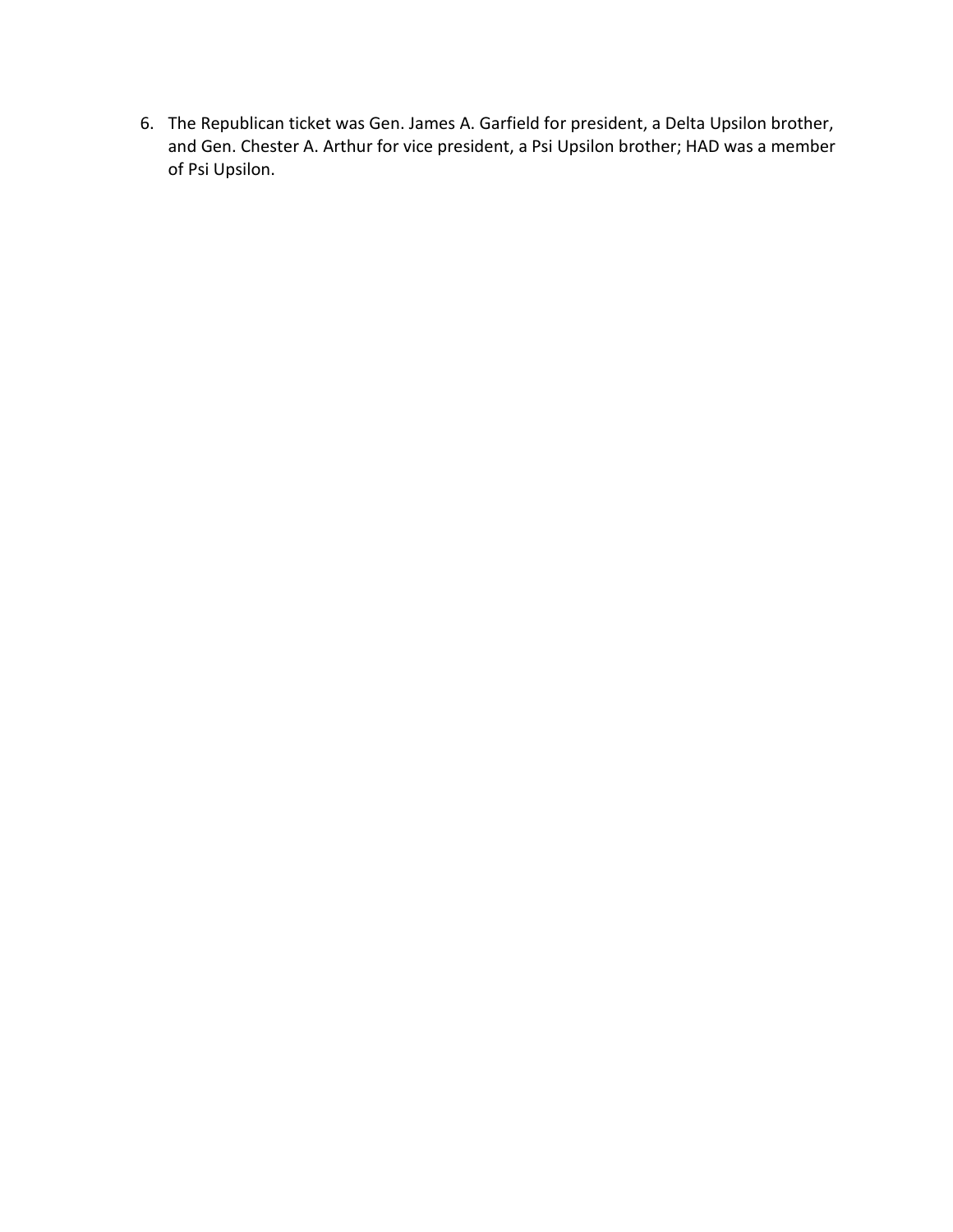6. The Republican ticket was Gen. James A. Garfield for president, a Delta Upsilon brother, and Gen. Chester A. Arthur for vice president, a Psi Upsilon brother; HAD was a member of Psi Upsilon.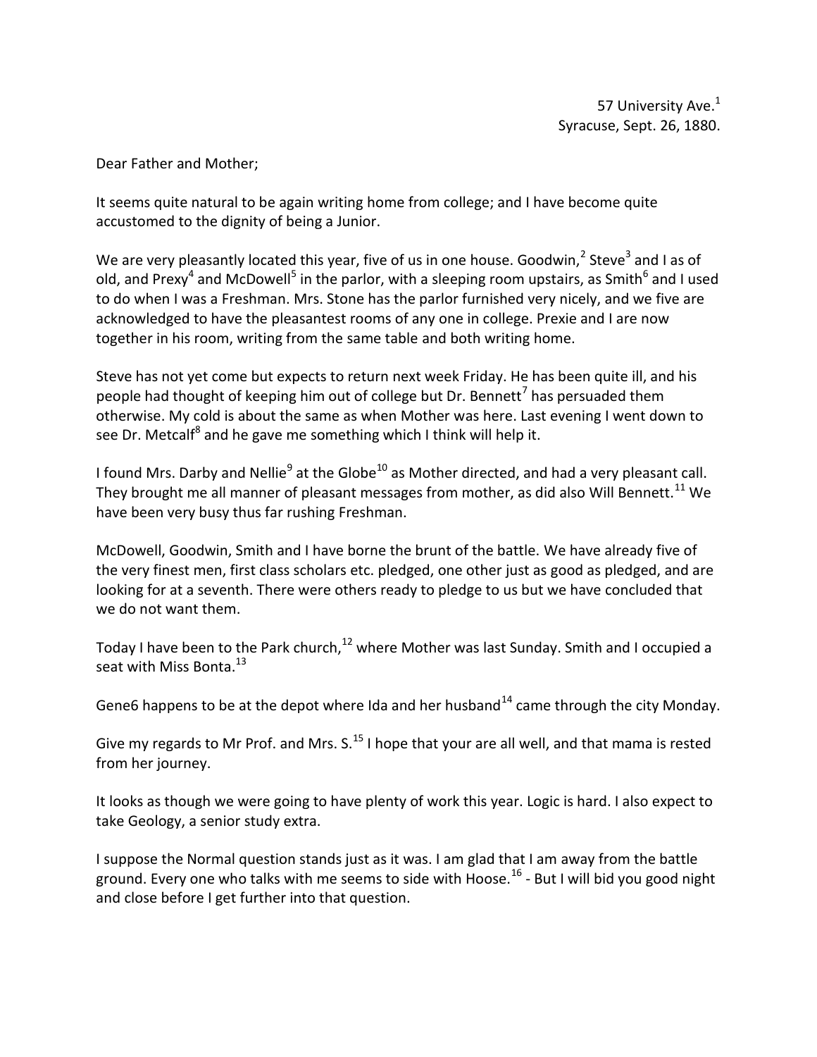57 University Ave.[1]
Syracuse, Sept. 26, 1880.

Dear Father and Mother;

It seems quite natural to be again writing home from college; and I have become quite accustomed to the dignity of being a Junior.

We are very pleasantly located this year, five of us in one house. Goodwin,[2] Steve[3] and I as of old, and Prexy[4] and McDowell[5] in the parlor, with a sleeping room upstairs, as Smith[6] and I used to do when I was a Freshman. Mrs. Stone has the parlor furnished very nicely, and we five are acknowledged to have the pleasantest rooms of any one in college. Prexie and I are now together in his room, writing from the same table and both writing home.

Steve has not yet come but expects to return next week Friday. He has been quite ill, and his people had thought of keeping him out of college but Dr. Bennett[7] has persuaded them otherwise. My cold is about the same as when Mother was here. Last evening I went down to see Dr. Metcalf[8] and he gave me something which I think will help it.

I found Mrs. Darby and Nellie[9] at the Globe[10] as Mother directed, and had a very pleasant call. They brought me all manner of pleasant messages from mother, as did also Will Bennett.[11] We have been very busy thus far rushing Freshman.

McDowell, Goodwin, Smith and I have borne the brunt of the battle. We have already five of the very finest men, first class scholars etc. pledged, one other just as good as pledged, and are looking for at a seventh. There were others ready to pledge to us but we have concluded that we do not want them.

Today I have been to the Park church,[12] where Mother was last Sunday. Smith and I occupied a seat with Miss Bonta.[13]

Gene6 happens to be at the depot where Ida and her husband[14] came through the city Monday.

Give my regards to Mr Prof. and Mrs. S.[15] I hope that your are all well, and that mama is rested from her journey.

It looks as though we were going to have plenty of work this year. Logic is hard. I also expect to take Geology, a senior study extra.

I suppose the Normal question stands just as it was. I am glad that I am away from the battle ground. Every one who talks with me seems to side with Hoose.[16] - But I will bid you good night and close before I get further into that question.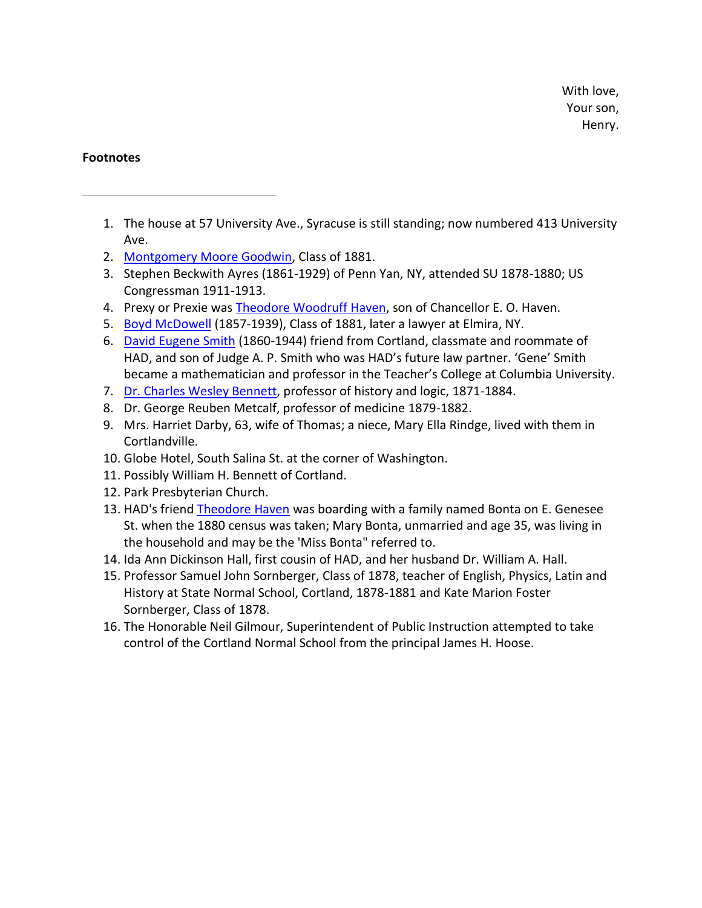With love,
Your son,
Henry.

**Footnotes**

---

1. The house at 57 University Ave., Syracuse is still standing; now numbered 413 University Ave.
2. Montgomery Moore Goodwin, Class of 1881.
3. Stephen Beckwith Ayres (1861-1929) of Penn Yan, NY, attended SU 1878-1880; US Congressman 1911-1913.
4. Prexy or Prexie was Theodore Woodruff Haven, son of Chancellor E. O. Haven.
5. Boyd McDowell (1857-1939), Class of 1881, later a lawyer at Elmira, NY.
6. David Eugene Smith (1860-1944) friend from Cortland, classmate and roommate of HAD, and son of Judge A. P. Smith who was HAD's future law partner. 'Gene' Smith became a mathematician and professor in the Teacher's College at Columbia University.
7. Dr. Charles Wesley Bennett, professor of history and logic, 1871-1884.
8. Dr. George Reuben Metcalf, professor of medicine 1879-1882.
9. Mrs. Harriet Darby, 63, wife of Thomas; a niece, Mary Ella Rindge, lived with them in Cortlandville.
10. Globe Hotel, South Salina St. at the corner of Washington.
11. Possibly William H. Bennett of Cortland.
12. Park Presbyterian Church.
13. HAD's friend Theodore Haven was boarding with a family named Bonta on E. Genesee St. when the 1880 census was taken; Mary Bonta, unmarried and age 35, was living in the household and may be the 'Miss Bonta" referred to.
14. Ida Ann Dickinson Hall, first cousin of HAD, and her husband Dr. William A. Hall.
15. Professor Samuel John Sornberger, Class of 1878, teacher of English, Physics, Latin and History at State Normal School, Cortland, 1878-1881 and Kate Marion Foster Sornberger, Class of 1878.
16. The Honorable Neil Gilmour, Superintendent of Public Instruction attempted to take control of the Cortland Normal School from the principal James H. Hoose.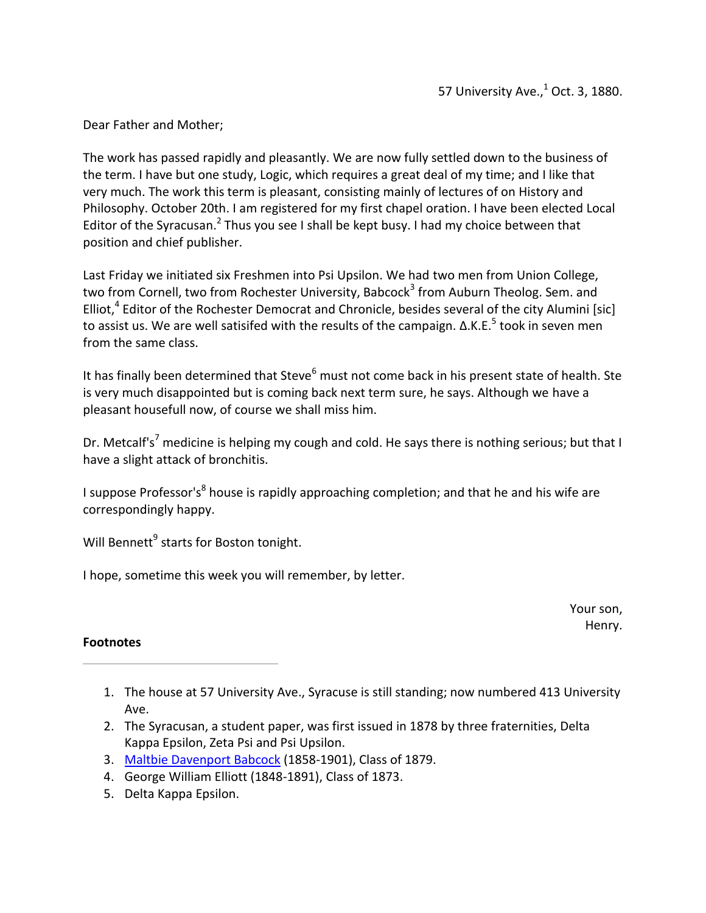57 University Ave.,[1] Oct. 3, 1880.

Dear Father and Mother;

The work has passed rapidly and pleasantly. We are now fully settled down to the business of the term. I have but one study, Logic, which requires a great deal of my time; and I like that very much. The work this term is pleasant, consisting mainly of lectures of on History and Philosophy. October 20th. I am registered for my first chapel oration. I have been elected Local Editor of the Syracusan.[2] Thus you see I shall be kept busy. I had my choice between that position and chief publisher.

Last Friday we initiated six Freshmen into Psi Upsilon. We had two men from Union College, two from Cornell, two from Rochester University, Babcock[3] from Auburn Theolog. Sem. and Elliot,[4] Editor of the Rochester Democrat and Chronicle, besides several of the city Alumini [sic] to assist us. We are well satisifed with the results of the campaign. Δ.K.E.[5] took in seven men from the same class.

It has finally been determined that Steve[6] must not come back in his present state of health. Ste is very much disappointed but is coming back next term sure, he says. Although we have a pleasant housefull now, of course we shall miss him.

Dr. Metcalf's[7] medicine is helping my cough and cold. He says there is nothing serious; but that I have a slight attack of bronchitis.

I suppose Professor's[8] house is rapidly approaching completion; and that he and his wife are correspondingly happy.

Will Bennett[9] starts for Boston tonight.

I hope, sometime this week you will remember, by letter.

Your son,
Henry.

**Footnotes**

---

1. The house at 57 University Ave., Syracuse is still standing; now numbered 413 University Ave.
2. The Syracusan, a student paper, was first issued in 1878 by three fraternities, Delta Kappa Epsilon, Zeta Psi and Psi Upsilon.
3. Maltbie Davenport Babcock (1858-1901), Class of 1879.
4. George William Elliott (1848-1891), Class of 1873.
5. Delta Kappa Epsilon.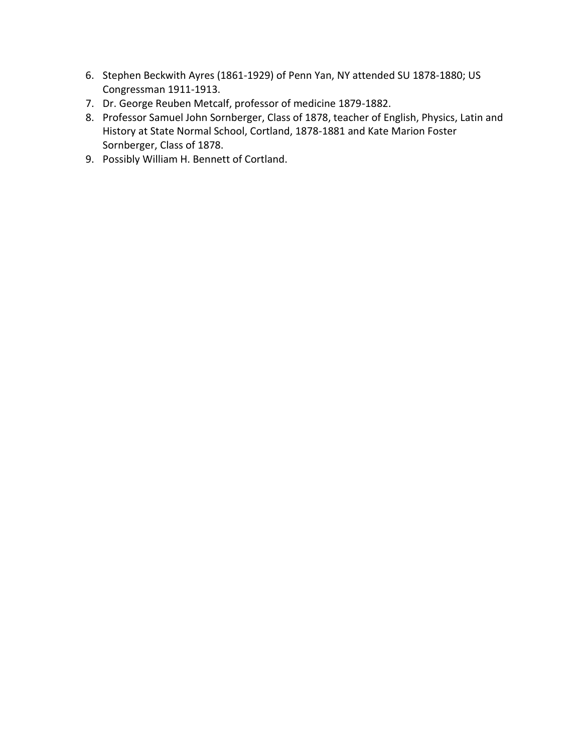6. Stephen Beckwith Ayres (1861-1929) of Penn Yan, NY attended SU 1878-1880; US Congressman 1911-1913.
7. Dr. George Reuben Metcalf, professor of medicine 1879-1882.
8. Professor Samuel John Sornberger, Class of 1878, teacher of English, Physics, Latin and History at State Normal School, Cortland, 1878-1881 and Kate Marion Foster Sornberger, Class of 1878.
9. Possibly William H. Bennett of Cortland.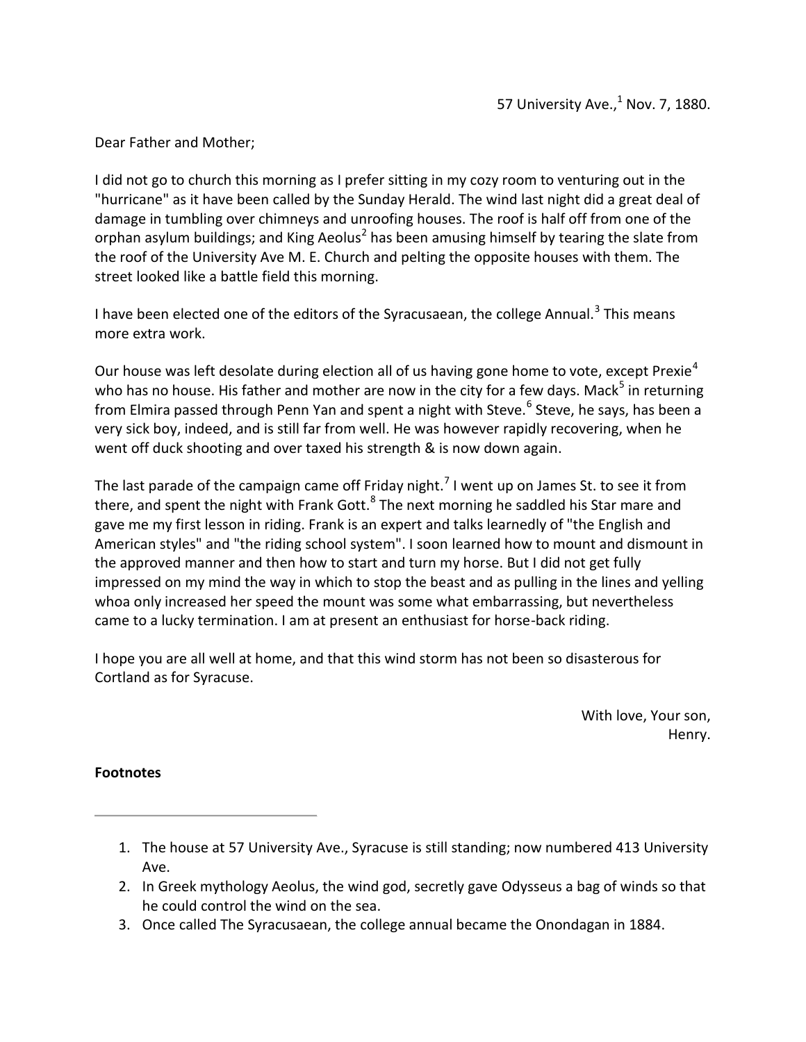57 University Ave.,[1] Nov. 7, 1880.

Dear Father and Mother;

I did not go to church this morning as I prefer sitting in my cozy room to venturing out in the "hurricane" as it have been called by the Sunday Herald. The wind last night did a great deal of damage in tumbling over chimneys and unroofing houses. The roof is half off from one of the orphan asylum buildings; and King Aeolus[2] has been amusing himself by tearing the slate from the roof of the University Ave M. E. Church and pelting the opposite houses with them. The street looked like a battle field this morning.

I have been elected one of the editors of the Syracusaean, the college Annual.[3] This means more extra work.

Our house was left desolate during election all of us having gone home to vote, except Prexie[4] who has no house. His father and mother are now in the city for a few days. Mack[5] in returning from Elmira passed through Penn Yan and spent a night with Steve.[6] Steve, he says, has been a very sick boy, indeed, and is still far from well. He was however rapidly recovering, when he went off duck shooting and over taxed his strength & is now down again.

The last parade of the campaign came off Friday night.[7] I went up on James St. to see it from there, and spent the night with Frank Gott.[8] The next morning he saddled his Star mare and gave me my first lesson in riding. Frank is an expert and talks learnedly of "the English and American styles" and "the riding school system". I soon learned how to mount and dismount in the approved manner and then how to start and turn my horse. But I did not get fully impressed on my mind the way in which to stop the beast and as pulling in the lines and yelling whoa only increased her speed the mount was some what embarrassing, but nevertheless came to a lucky termination. I am at present an enthusiast for horse-back riding.

I hope you are all well at home, and that this wind storm has not been so disasterous for Cortland as for Syracuse.

With love, Your son,
Henry.

**Footnotes**

---

1. The house at 57 University Ave., Syracuse is still standing; now numbered 413 University Ave.
2. In Greek mythology Aeolus, the wind god, secretly gave Odysseus a bag of winds so that he could control the wind on the sea.
3. Once called The Syracusaean, the college annual became the Onondagan in 1884.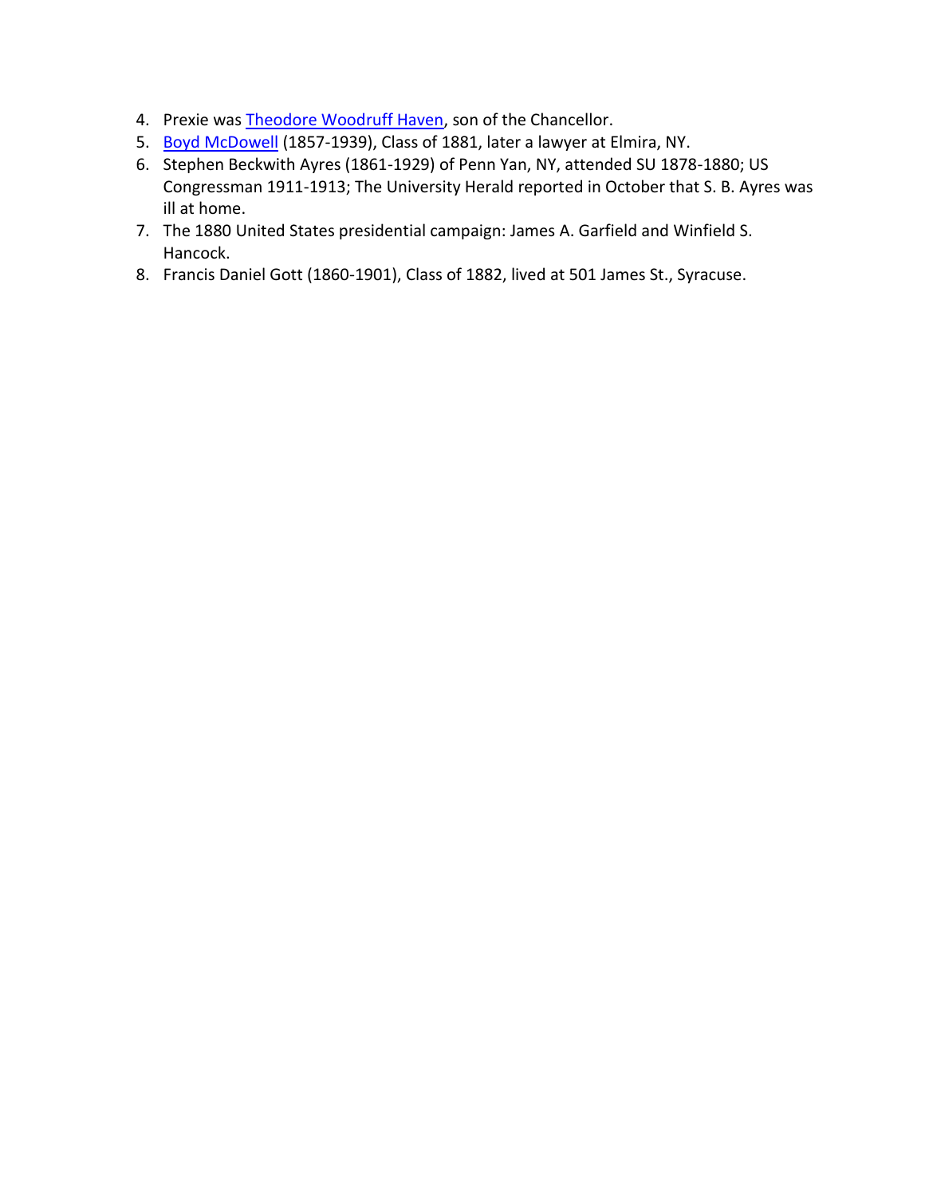4. Prexie was Theodore Woodruff Haven, son of the Chancellor.
5. Boyd McDowell (1857-1939), Class of 1881, later a lawyer at Elmira, NY.
6. Stephen Beckwith Ayres (1861-1929) of Penn Yan, NY, attended SU 1878-1880; US Congressman 1911-1913; The University Herald reported in October that S. B. Ayres was ill at home.
7. The 1880 United States presidential campaign: James A. Garfield and Winfield S. Hancock.
8. Francis Daniel Gott (1860-1901), Class of 1882, lived at 501 James St., Syracuse.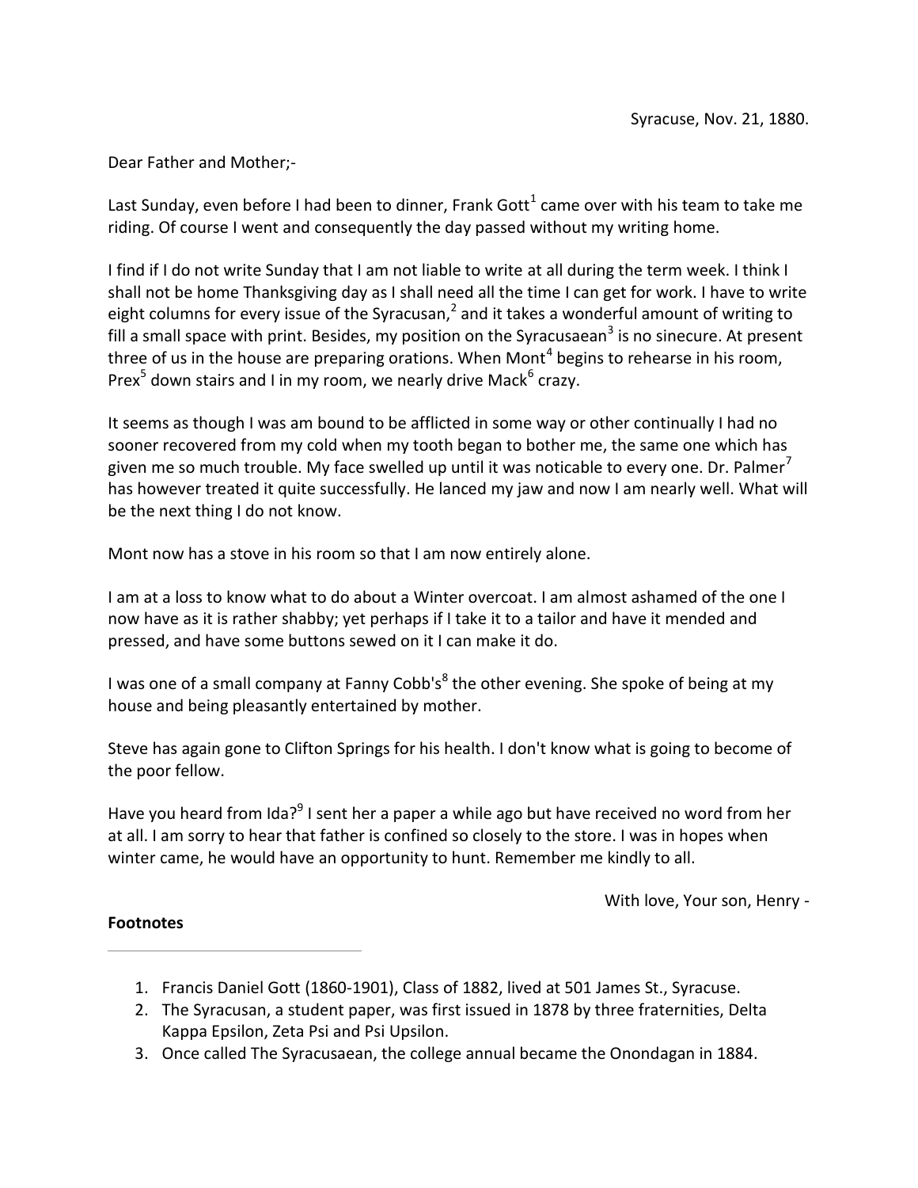Syracuse, Nov. 21, 1880.

Dear Father and Mother;-

Last Sunday, even before I had been to dinner, Frank Gott[1] came over with his team to take me riding. Of course I went and consequently the day passed without my writing home.

I find if I do not write Sunday that I am not liable to write at all during the term week. I think I shall not be home Thanksgiving day as I shall need all the time I can get for work. I have to write eight columns for every issue of the Syracusan,[2] and it takes a wonderful amount of writing to fill a small space with print. Besides, my position on the Syracusaean[3] is no sinecure. At present three of us in the house are preparing orations. When Mont[4] begins to rehearse in his room, Prex[5] down stairs and I in my room, we nearly drive Mack[6] crazy.

It seems as though I was am bound to be afflicted in some way or other continually I had no sooner recovered from my cold when my tooth began to bother me, the same one which has given me so much trouble. My face swelled up until it was noticable to every one. Dr. Palmer[7] has however treated it quite successfully. He lanced my jaw and now I am nearly well. What will be the next thing I do not know.

Mont now has a stove in his room so that I am now entirely alone.

I am at a loss to know what to do about a Winter overcoat. I am almost ashamed of the one I now have as it is rather shabby; yet perhaps if I take it to a tailor and have it mended and pressed, and have some buttons sewed on it I can make it do.

I was one of a small company at Fanny Cobb's[8] the other evening. She spoke of being at my house and being pleasantly entertained by mother.

Steve has again gone to Clifton Springs for his health. I don't know what is going to become of the poor fellow.

Have you heard from Ida?[9] I sent her a paper a while ago but have received no word from her at all. I am sorry to hear that father is confined so closely to the store. I was in hopes when winter came, he would have an opportunity to hunt. Remember me kindly to all.

With love, Your son, Henry -

**Footnotes**

---

1. Francis Daniel Gott (1860-1901), Class of 1882, lived at 501 James St., Syracuse.
2. The Syracusan, a student paper, was first issued in 1878 by three fraternities, Delta Kappa Epsilon, Zeta Psi and Psi Upsilon.
3. Once called The Syracusaean, the college annual became the Onondagan in 1884.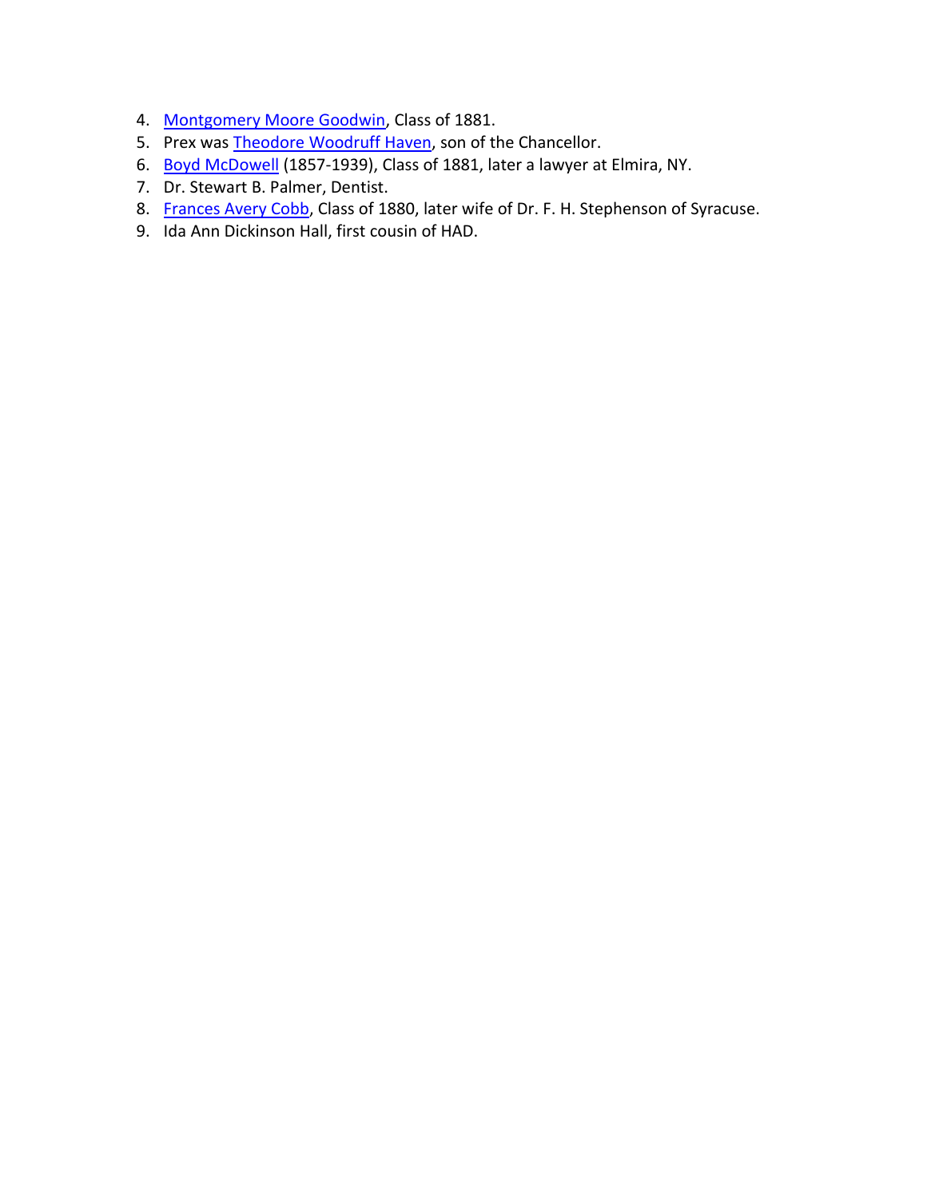4. Montgomery Moore Goodwin, Class of 1881.
5. Prex was Theodore Woodruff Haven, son of the Chancellor.
6. Boyd McDowell (1857-1939), Class of 1881, later a lawyer at Elmira, NY.
7. Dr. Stewart B. Palmer, Dentist.
8. Frances Avery Cobb, Class of 1880, later wife of Dr. F. H. Stephenson of Syracuse.
9. Ida Ann Dickinson Hall, first cousin of HAD.